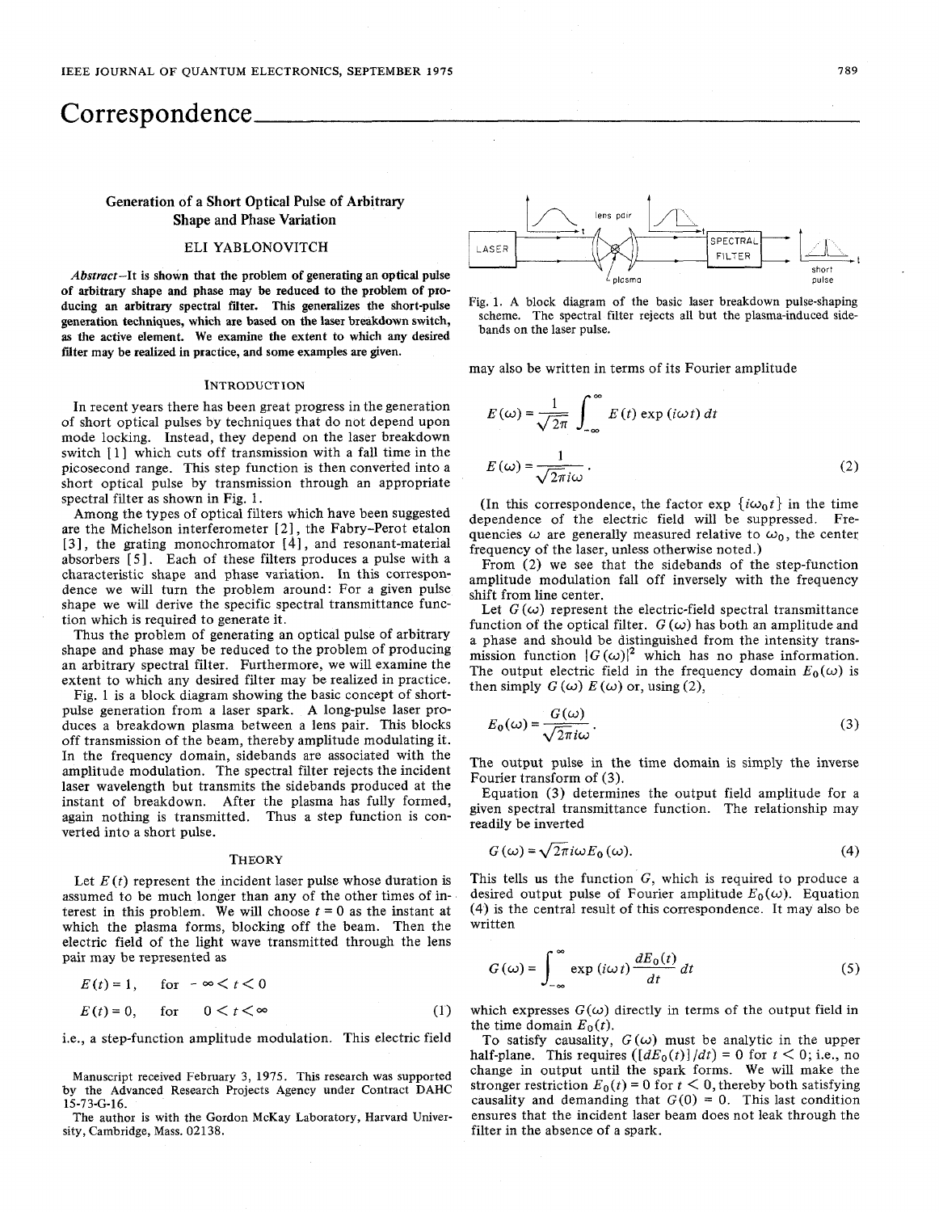# Correspondence

## Generation of a Short Optical Pulse of Arbitrary Shape and Phase Variation

ELI YABLONOVITCH

*Abstract*—It is shown that the problem of generating an optical pulse of arbitrary shape and phase may be reduced to the problem of producing an arbitrary spectral filter. This generalizes the short-pulse generation techniques, which are based on the laser breakdown switch, as the active element. We examine the extent to which any desired filter may be realized in practice, and some examples are given.

### INTRODUCTION

In recent years there has been great progress in the generation of short optical pulses by techniques that do not depend upon mode locking. Instead, they depend on the laser breakdown switch [1] which cuts off transmission with a fall time in the picosecond range. This step function is then converted into a short optical pulse by transmission through an appropriate spectral filter as shown in Fig. 1.

Among the types of optical filters which have been suggested are the Michelson interferometer [2], the Fabry–Perot etalon [3], the grating monochromator [4], and resonant-material absorbers [5]. Each of these filters produces a pulse with a characteristic shape and phase variation. In this correspondence we will turn the problem around: For a given pulse shape we will derive the specific spectral transmittance function which is required to generate it.

Thus the problem of generating an optical pulse of arbitrary shape and phase may be reduced to the problem of producing an arbitrary spectral filter. Furthermore, we will examine the extent to which any desired filter may be realized in practice.

Fig. 1 is a block diagram showing the basic concept of short-pulse generation from a laser spark. A long-pulse laser produces a breakdown plasma between a lens pair. This blocks off transmission of the beam, thereby amplitude modulating it. In the frequency domain, sidebands are associated with the amplitude modulation. The spectral filter rejects the incident laser wavelength but transmits the sidebands produced at the instant of breakdown. After the plasma has fully formed, again nothing is transmitted. Thus a step function is converted into a short pulse.

### THEORY

Let $E(t)$ represent the incident laser pulse whose duration is assumed to be much longer than any of the other times of interest in this problem. We will choose $t = 0$ as the instant at which the plasma forms, blocking off the beam. Then the electric field of the light wave transmitted through the lens pair may be represented as

$$E(t) = 1, \quad \text{for} \quad -\infty < t < 0$$

$$E(t) = 0, \quad \text{for} \quad 0 < t < \infty \tag{1}$$

i.e., a step-function amplitude modulation. This electric field

Fig. 1. A block diagram of the basic laser breakdown pulse-shaping scheme. The spectral filter rejects all but the plasma-induced sidebands on the laser pulse.

may also be written in terms of its Fourier amplitude

$$E(\omega) = \frac{1}{\sqrt{2\pi}} \int_{-\infty}^{\infty} E(t) \exp(i\omega t)\, dt$$

$$E(\omega) = \frac{1}{\sqrt{2\pi} i\omega}. \tag{2}$$

(In this correspondence, the factor $\exp\{i\omega_0 t\}$ in the time dependence of the electric field will be suppressed. Frequencies $\omega$ are generally measured relative to $\omega_0$, the center frequency of the laser, unless otherwise noted.)

From (2) we see that the sidebands of the step-function amplitude modulation fall off inversely with the frequency shift from line center.

Let $G(\omega)$ represent the electric-field spectral transmittance function of the optical filter. $G(\omega)$ has both an amplitude and a phase and should be distinguished from the intensity transmission function $|G(\omega)|^2$ which has no phase information. The output electric field in the frequency domain $E_0(\omega)$ is then simply $G(\omega)\, E(\omega)$ or, using (2),

$$E_0(\omega) = \frac{G(\omega)}{\sqrt{2\pi} i\omega}. \tag{3}$$

The output pulse in the time domain is simply the inverse Fourier transform of (3).

Equation (3) determines the output field amplitude for a given spectral transmittance function. The relationship may readily be inverted

$$G(\omega) = \sqrt{2\pi}\, i\omega E_0(\omega). \tag{4}$$

This tells us the function $G$, which is required to produce a desired output pulse of Fourier amplitude $E_0(\omega)$. Equation (4) is the central result of this correspondence. It may also be written

$$G(\omega) = \int_{-\infty}^{\infty} \exp(i\omega t) \frac{dE_0(t)}{dt}\, dt \tag{5}$$

which expresses $G(\omega)$ directly in terms of the output field in the time domain $E_0(t)$.

To satisfy causality, $G(\omega)$ must be analytic in the upper half-plane. This requires $([dE_0(t)]/dt) = 0$ for $t < 0$; i.e., no change in output until the spark forms. We will make the stronger restriction $E_0(t) = 0$ for $t < 0$, thereby both satisfying causality and demanding that $G(0) = 0$. This last condition ensures that the incident laser beam does not leak through the filter in the absence of a spark.

Manuscript received February 3, 1975. This research was supported by the Advanced Research Projects Agency under Contract DAHC 15-73-G-16.

The author is with the Gordon McKay Laboratory, Harvard University, Cambridge, Mass. 02138.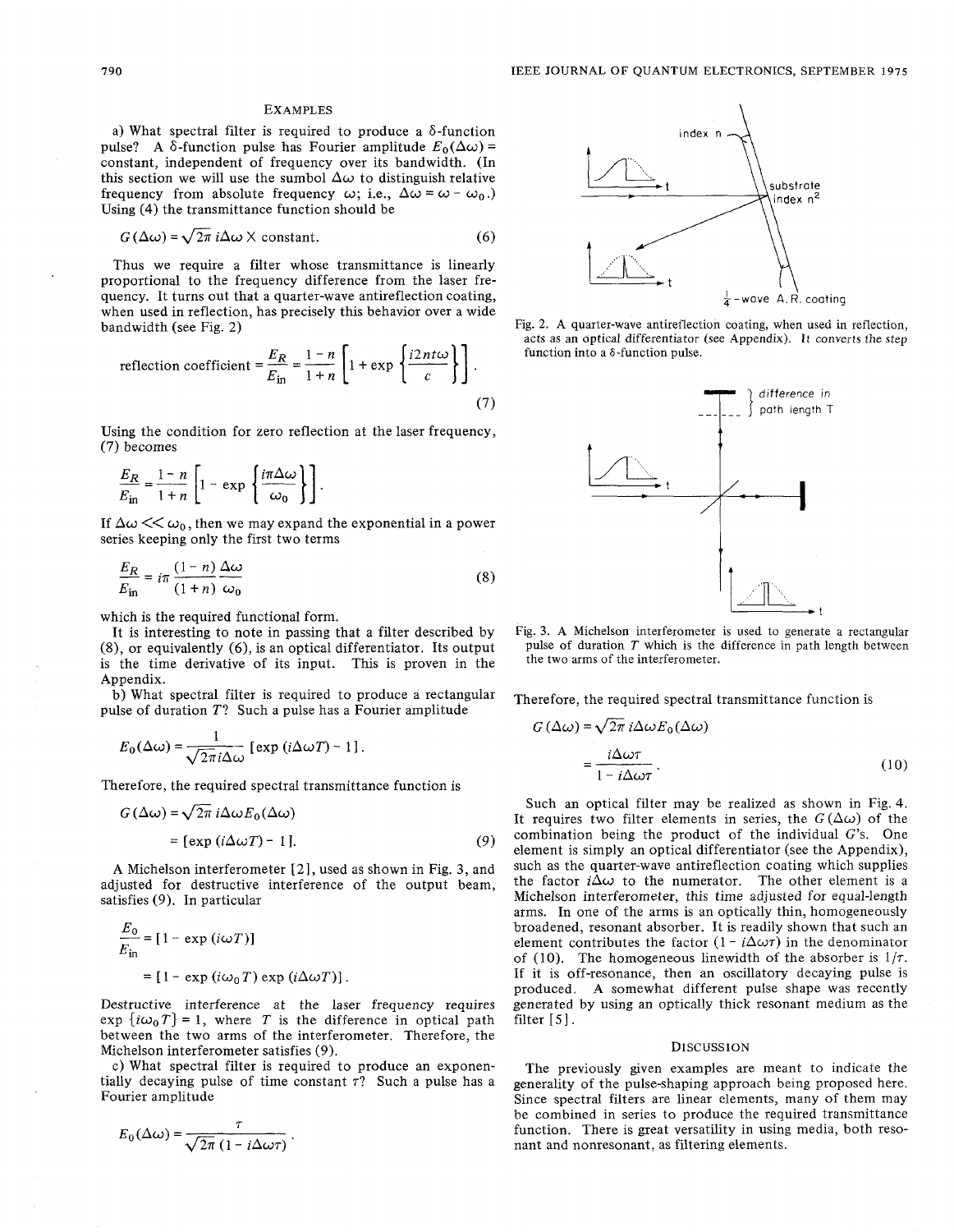## EXAMPLES

a) What spectral filter is required to produce a δ-function pulse? A δ-function pulse has Fourier amplitude $E_0(\Delta\omega) =$ constant, independent of frequency over its bandwidth. (In this section we will use the sumbol $\Delta\omega$ to distinguish relative frequency from absolute frequency $\omega$; i.e., $\Delta\omega = \omega - \omega_0$.) Using (4) the transmittance function should be

$$G(\Delta\omega) = \sqrt{2\pi}\, i\Delta\omega \times \text{constant}. \tag{6}$$

Thus we require a filter whose transmittance is linearly proportional to the frequency difference from the laser frequency. It turns out that a quarter-wave antireflection coating, when used in reflection, has precisely this behavior over a wide bandwidth (see Fig. 2)

$$\text{reflection coefficient} = \frac{E_R}{E_{\text{in}}} = \frac{1-n}{1+n}\left[1 + \exp\left\{\frac{i2nt\omega}{c}\right\}\right]. \tag{7}$$

Using the condition for zero reflection at the laser frequency, (7) becomes

$$\frac{E_R}{E_{\text{in}}} = \frac{1-n}{1+n}\left[1 - \exp\left\{\frac{i\pi\Delta\omega}{\omega_0}\right\}\right].$$

If $\Delta\omega \ll \omega_0$, then we may expand the exponential in a power series keeping only the first two terms

$$\frac{E_R}{E_{\text{in}}} = i\pi\frac{(1-n)}{(1+n)}\frac{\Delta\omega}{\omega_0} \tag{8}$$

which is the required functional form.

It is interesting to note in passing that a filter described by (8), or equivalently (6), is an optical differentiator. Its output is the time derivative of its input. This is proven in the Appendix.

b) What spectral filter is required to produce a rectangular pulse of duration $T$? Such a pulse has a Fourier amplitude

$$E_0(\Delta\omega) = \frac{1}{\sqrt{2\pi} i\Delta\omega}\left[\exp(i\Delta\omega T) - 1\right].$$

Therefore, the required spectral transmittance function is

$$G(\Delta\omega) = \sqrt{2\pi}\, i\Delta\omega E_0(\Delta\omega)$$
$$= \left[\exp(i\Delta\omega T) - 1\right]. \tag{9}$$

A Michelson interferometer [2], used as shown in Fig. 3, and adjusted for destructive interference of the output beam, satisfies (9). In particular

$$\frac{E_0}{E_{\text{in}}} = \left[1 - \exp(i\omega T)\right]$$
$$= \left[1 - \exp(i\omega_0 T)\exp(i\Delta\omega T)\right].$$

Destructive interference at the laser frequency requires $\exp\{i\omega_0 T\} = 1$, where $T$ is the difference in optical path between the two arms of the interferometer. Therefore, the Michelson interferometer satisfies (9).

c) What spectral filter is required to produce an exponentially decaying pulse of time constant $\tau$? Such a pulse has a Fourier amplitude

$$E_0(\Delta\omega) = \frac{\tau}{\sqrt{2\pi}(1 - i\Delta\omega\tau)}.$$

Fig. 2. A quarter-wave antireflection coating, when used in reflection, acts as an optical differentiator (see Appendix). It converts the step function into a δ-function pulse.

Fig. 3. A Michelson interferometer is used to generate a rectangular pulse of duration $T$ which is the difference in path length between the two arms of the interferometer.

Therefore, the required spectral transmittance function is

$$G(\Delta\omega) = \sqrt{2\pi}\, i\Delta\omega E_0(\Delta\omega)$$
$$= \frac{i\Delta\omega\tau}{1 - i\Delta\omega\tau}. \tag{10}$$

Such an optical filter may be realized as shown in Fig. 4. It requires two filter elements in series, the $G(\Delta\omega)$ of the combination being the product of the individual $G$'s. One element is simply an optical differentiator (see the Appendix), such as the quarter-wave antireflection coating which supplies the factor $i\Delta\omega$ to the numerator. The other element is a Michelson interferometer, this time adjusted for equal-length arms. In one of the arms is an optically thin, homogeneously broadened, resonant absorber. It is readily shown that such an element contributes the factor $(1 - i\Delta\omega\tau)$ in the denominator of (10). The homogeneous linewidth of the absorber is $1/\tau$. If it is off-resonance, then an oscillatory decaying pulse is produced. A somewhat different pulse shape was recently generated by using an optically thick resonant medium as the filter [5].

## DISCUSSION

The previously given examples are meant to indicate the generality of the pulse-shaping approach being proposed here. Since spectral filters are linear elements, many of them may be combined in series to produce the required transmittance function. There is great versatility in using media, both resonant and nonresonant, as filtering elements.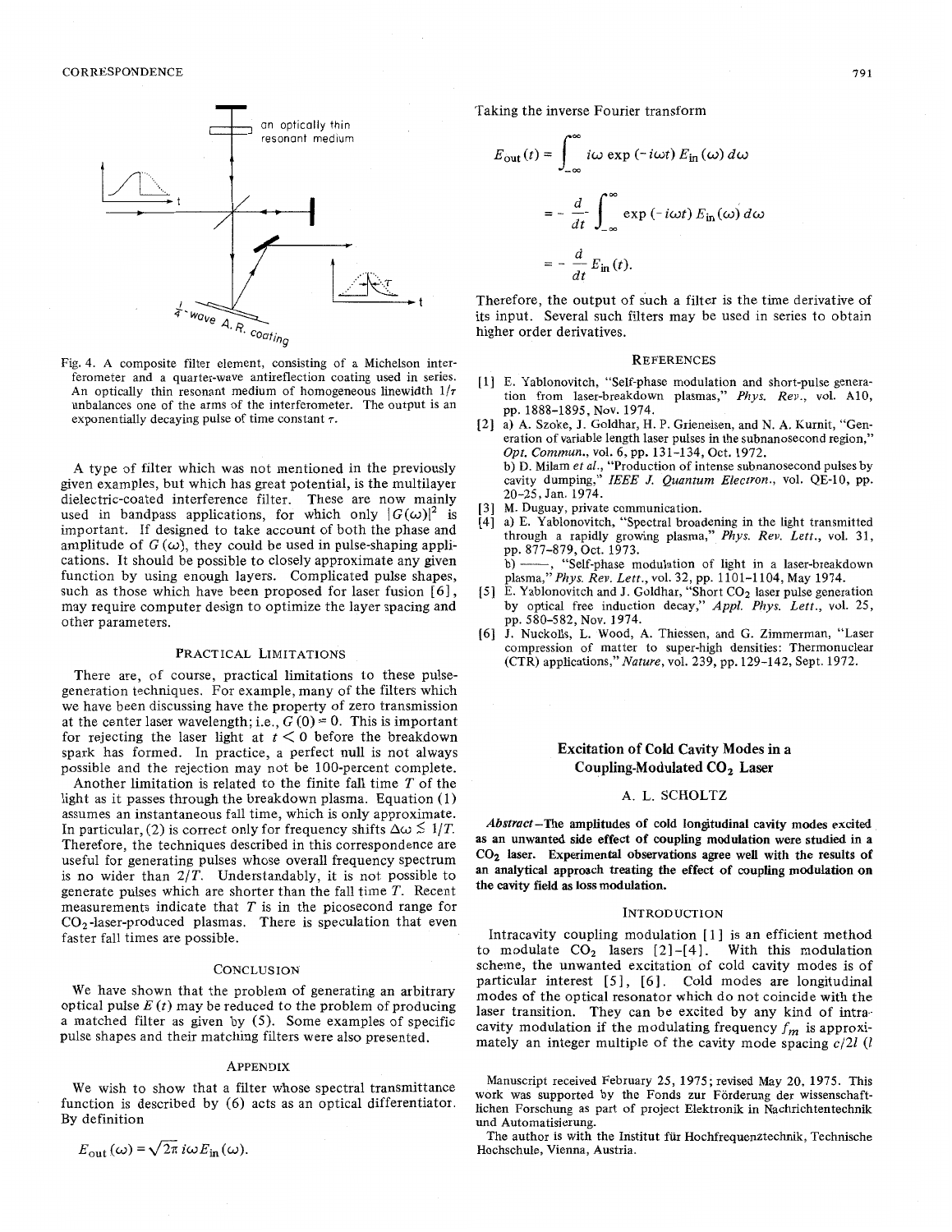an optically thin resonant medium

$\frac{1}{4}$-wave A.R. coating

Fig. 4. A composite filter element, consisting of a Michelson interferometer and a quarter-wave antireflection coating used in series. An optically thin resonant medium of homogeneous linewidth $1/\tau$ unbalances one of the arms of the interferometer. The output is an exponentially decaying pulse of time constant $\tau$.

A type of filter which was not mentioned in the previously given examples, but which has great potential, is the multilayer dielectric-coated interference filter. These are now mainly used in bandpass applications, for which only $|G(\omega)|^2$ is important. If designed to take account of both the phase and amplitude of $G(\omega)$, they could be used in pulse-shaping applications. It should be possible to closely approximate any given function by using enough layers. Complicated pulse shapes, such as those which have been proposed for laser fusion [6], may require computer design to optimize the layer spacing and other parameters.

## Practical Limitations

There are, of course, practical limitations to these pulse-generation techniques. For example, many of the filters which we have been discussing have the property of zero transmission at the center laser wavelength; i.e., $G(0) = 0$. This is important for rejecting the laser light at $t < 0$ before the breakdown spark has formed. In practice, a perfect null is not always possible and the rejection may not be 100-percent complete.

Another limitation is related to the finite fall time $T$ of the light as it passes through the breakdown plasma. Equation (1) assumes an instantaneous fall time, which is only approximate. In particular, (2) is correct only for frequency shifts $\Delta\omega \lesssim 1/T$. Therefore, the techniques described in this correspondence are useful for generating pulses whose overall frequency spectrum is no wider than $2/T$. Understandably, it is not possible to generate pulses which are shorter than the fall time $T$. Recent measurements indicate that $T$ is in the picosecond range for $CO_2$-laser-produced plasmas. There is speculation that even faster fall times are possible.

## Conclusion

We have shown that the problem of generating an arbitrary optical pulse $E(t)$ may be reduced to the problem of producing a matched filter as given by (5). Some examples of specific pulse shapes and their matching filters were also presented.

## Appendix

We wish to show that a filter whose spectral transmittance function is described by (6) acts as an optical differentiator. By definition

$$E_{out}(\omega) = \sqrt{2\pi}\, i\omega E_{in}(\omega).$$

Taking the inverse Fourier transform

$$\begin{aligned} E_{out}(t) &= \int_{-\infty}^{\infty} i\omega \exp(-i\omega t)\, E_{in}(\omega)\, d\omega \\ &= -\frac{d}{dt}\int_{-\infty}^{\infty} \exp(-i\omega t)\, E_{in}(\omega)\, d\omega \\ &= -\frac{d}{dt} E_{in}(t). \end{aligned}$$

Therefore, the output of such a filter is the time derivative of its input. Several such filters may be used in series to obtain higher order derivatives.

## References

[1] E. Yablonovitch, "Self-phase modulation and short-pulse generation from laser-breakdown plasmas," *Phys. Rev.*, vol. A10, pp. 1888–1895, Nov. 1974.

[2] a) A. Szoke, J. Goldhar, H. P. Grieneisen, and N. A. Kurnit, "Generation of variable length laser pulses in the subnanosecond region," *Opt. Commun.*, vol. 6, pp. 131–134, Oct. 1972.
b) D. Milam *et al.*, "Production of intense subnanosecond pulses by cavity dumping," *IEEE J. Quantum Electron.*, vol. QE-10, pp. 20–25, Jan. 1974.

[3] M. Duguay, private communication.

[4] a) E. Yablonovitch, "Spectral broadening in the light transmitted through a rapidly growing plasma," *Phys. Rev. Lett.*, vol. 31, pp. 877–879, Oct. 1973.
b) ——, "Self-phase modulation of light in a laser-breakdown plasma," *Phys. Rev. Lett.*, vol. 32, pp. 1101–1104, May 1974.

[5] E. Yablonovitch and J. Goldhar, "Short $CO_2$ laser pulse generation by optical free induction decay," *Appl. Phys. Lett.*, vol. 25, pp. 580–582, Nov. 1974.

[6] J. Nuckolls, L. Wood, A. Thiessen, and G. Zimmerman, "Laser compression of matter to super-high densities: Thermonuclear (CTR) applications," *Nature*, vol. 239, pp. 129–142, Sept. 1972.

# Excitation of Cold Cavity Modes in a Coupling-Modulated $CO_2$ Laser

A. L. SCHOLTZ

***Abstract*—The amplitudes of cold longitudinal cavity modes excited as an unwanted side effect of coupling modulation were studied in a $CO_2$ laser. Experimental observations agree well with the results of an analytical approach treating the effect of coupling modulation on the cavity field as loss modulation.**

## Introduction

Intracavity coupling modulation [1] is an efficient method to modulate $CO_2$ lasers [2]–[4]. With this modulation scheme, the unwanted excitation of cold cavity modes is of particular interest [5], [6]. Cold modes are longitudinal modes of the optical resonator which do not coincide with the laser transition. They can be excited by any kind of intracavity modulation if the modulating frequency $f_m$ is approximately an integer multiple of the cavity mode spacing $c/2l$ ($l$

Manuscript received February 25, 1975; revised May 20, 1975. This work was supported by the Fonds zur Förderung der wissenschaftlichen Forschung as part of project Elektronik in Nachrichtentechnik und Automatisierung.

The author is with the Institut für Hochfrequenztechnik, Technische Hochschule, Vienna, Austria.